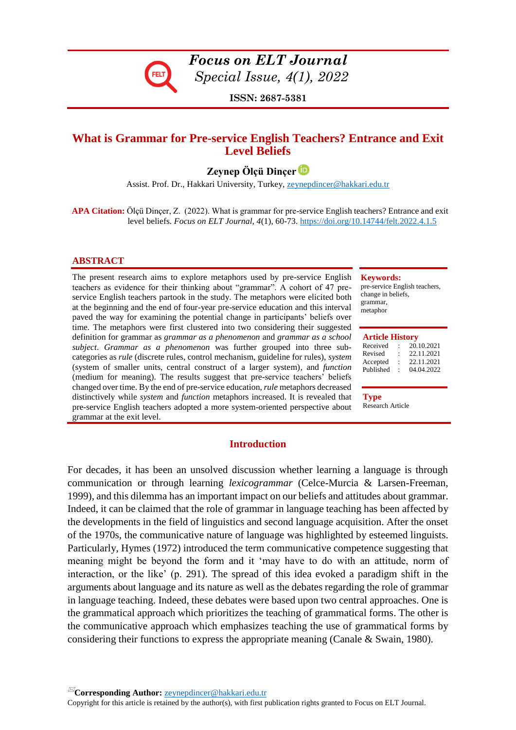# What is Grammar for Pre-service English Teachers? Entrance and Exit Level Beliefs

**Zeynep Ölçü Dinçer**

Assist. Prof. Dr., Hakkari University, Turkey, zeynepdincer@hakkari.edu.tr

**APA Citation:** Ölçü Dinçer, Z. (2022). What is grammar for pre-service English teachers? Entrance and exit level beliefs. *Focus on ELT Journal, 4*(1), 60-73. https://doi.org/10.14744/felt.2022.4.1.5

## ABSTRACT

The present research aims to explore metaphors used by pre-service English teachers as evidence for their thinking about "grammar". A cohort of 47 pre-service English teachers partook in the study. The metaphors were elicited both at the beginning and the end of four-year pre-service education and this interval paved the way for examining the potential change in participants' beliefs over time. The metaphors were first clustered into two considering their suggested definition for grammar as *grammar as a phenomenon* and *grammar as a school subject*. *Grammar as a phenomenon* was further grouped into three sub-categories as *rule* (discrete rules, control mechanism, guideline for rules), *system* (system of smaller units, central construct of a larger system), and *function* (medium for meaning). The results suggest that pre-service teachers' beliefs changed over time. By the end of pre-service education, *rule* metaphors decreased distinctively while *system* and *function* metaphors increased. It is revealed that pre-service English teachers adopted a more system-oriented perspective about grammar at the exit level.

**Keywords:** pre-service English teachers, change in beliefs, grammar, metaphor

**Article History**

| | | |
|---|---|---|
| Received | : | 20.10.2021 |
| Revised | : | 22.11.2021 |
| Accepted | : | 22.11.2021 |
| Published | : | 04.04.2022 |

**Type**
Research Article

## Introduction

For decades, it has been an unsolved discussion whether learning a language is through communication or through learning *lexicogrammar* (Celce-Murcia & Larsen-Freeman, 1999), and this dilemma has an important impact on our beliefs and attitudes about grammar. Indeed, it can be claimed that the role of grammar in language teaching has been affected by the developments in the field of linguistics and second language acquisition. After the onset of the 1970s, the communicative nature of language was highlighted by esteemed linguists. Particularly, Hymes (1972) introduced the term communicative competence suggesting that meaning might be beyond the form and it 'may have to do with an attitude, norm of interaction, or the like' (p. 291). The spread of this idea evoked a paradigm shift in the arguments about language and its nature as well as the debates regarding the role of grammar in language teaching. Indeed, these debates were based upon two central approaches. One is the grammatical approach which prioritizes the teaching of grammatical forms. The other is the communicative approach which emphasizes teaching the use of grammatical forms by considering their functions to express the appropriate meaning (Canale & Swain, 1980).

**Corresponding Author:** zeynepdincer@hakkari.edu.tr
Copyright for this article is retained by the author(s), with first publication rights granted to Focus on ELT Journal.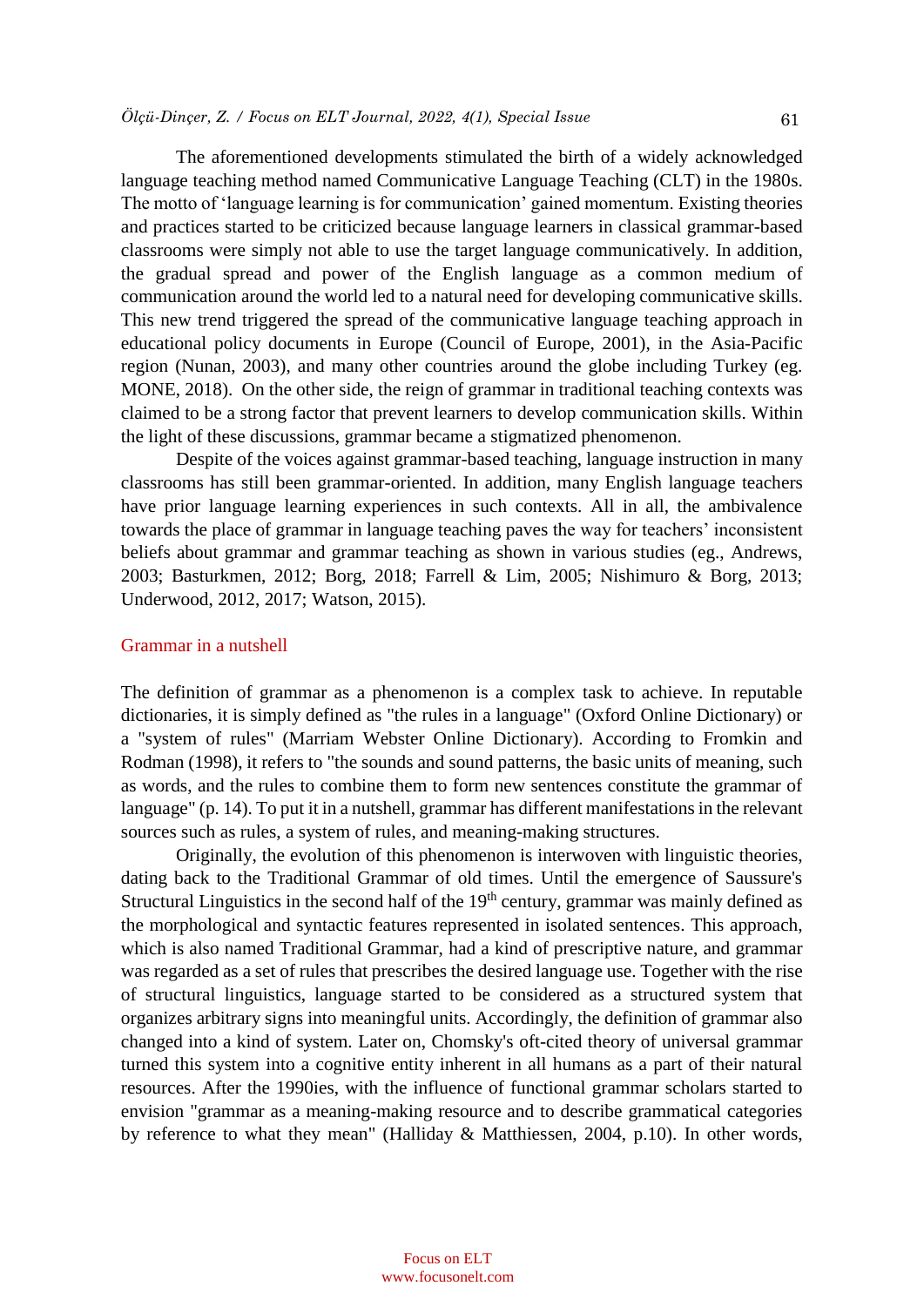The aforementioned developments stimulated the birth of a widely acknowledged language teaching method named Communicative Language Teaching (CLT) in the 1980s. The motto of 'language learning is for communication' gained momentum. Existing theories and practices started to be criticized because language learners in classical grammar-based classrooms were simply not able to use the target language communicatively. In addition, the gradual spread and power of the English language as a common medium of communication around the world led to a natural need for developing communicative skills. This new trend triggered the spread of the communicative language teaching approach in educational policy documents in Europe (Council of Europe, 2001), in the Asia-Pacific region (Nunan, 2003), and many other countries around the globe including Turkey (eg. MONE, 2018). On the other side, the reign of grammar in traditional teaching contexts was claimed to be a strong factor that prevent learners to develop communication skills. Within the light of these discussions, grammar became a stigmatized phenomenon.

Despite of the voices against grammar-based teaching, language instruction in many classrooms has still been grammar-oriented. In addition, many English language teachers have prior language learning experiences in such contexts. All in all, the ambivalence towards the place of grammar in language teaching paves the way for teachers' inconsistent beliefs about grammar and grammar teaching as shown in various studies (eg., Andrews, 2003; Basturkmen, 2012; Borg, 2018; Farrell & Lim, 2005; Nishimuro & Borg, 2013; Underwood, 2012, 2017; Watson, 2015).

## Grammar in a nutshell

The definition of grammar as a phenomenon is a complex task to achieve. In reputable dictionaries, it is simply defined as "the rules in a language" (Oxford Online Dictionary) or a "system of rules" (Marriam Webster Online Dictionary). According to Fromkin and Rodman (1998), it refers to "the sounds and sound patterns, the basic units of meaning, such as words, and the rules to combine them to form new sentences constitute the grammar of language" (p. 14). To put it in a nutshell, grammar has different manifestations in the relevant sources such as rules, a system of rules, and meaning-making structures.

Originally, the evolution of this phenomenon is interwoven with linguistic theories, dating back to the Traditional Grammar of old times. Until the emergence of Saussure's Structural Linguistics in the second half of the 19th century, grammar was mainly defined as the morphological and syntactic features represented in isolated sentences. This approach, which is also named Traditional Grammar, had a kind of prescriptive nature, and grammar was regarded as a set of rules that prescribes the desired language use. Together with the rise of structural linguistics, language started to be considered as a structured system that organizes arbitrary signs into meaningful units. Accordingly, the definition of grammar also changed into a kind of system. Later on, Chomsky's oft-cited theory of universal grammar turned this system into a cognitive entity inherent in all humans as a part of their natural resources. After the 1990ies, with the influence of functional grammar scholars started to envision "grammar as a meaning-making resource and to describe grammatical categories by reference to what they mean" (Halliday & Matthiessen, 2004, p.10). In other words,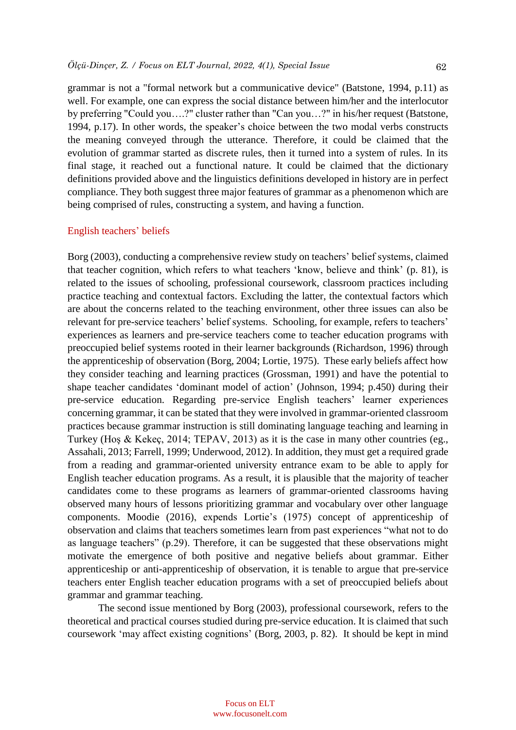grammar is not a "formal network but a communicative device" (Batstone, 1994, p.11) as well. For example, one can express the social distance between him/her and the interlocutor by preferring "Could you….?" cluster rather than "Can you…?" in his/her request (Batstone, 1994, p.17). In other words, the speaker's choice between the two modal verbs constructs the meaning conveyed through the utterance. Therefore, it could be claimed that the evolution of grammar started as discrete rules, then it turned into a system of rules. In its final stage, it reached out a functional nature. It could be claimed that the dictionary definitions provided above and the linguistics definitions developed in history are in perfect compliance. They both suggest three major features of grammar as a phenomenon which are being comprised of rules, constructing a system, and having a function.

## English teachers' beliefs

Borg (2003), conducting a comprehensive review study on teachers' belief systems, claimed that teacher cognition, which refers to what teachers 'know, believe and think' (p. 81), is related to the issues of schooling, professional coursework, classroom practices including practice teaching and contextual factors. Excluding the latter, the contextual factors which are about the concerns related to the teaching environment, other three issues can also be relevant for pre-service teachers' belief systems. Schooling, for example, refers to teachers' experiences as learners and pre-service teachers come to teacher education programs with preoccupied belief systems rooted in their learner backgrounds (Richardson, 1996) through the apprenticeship of observation (Borg, 2004; Lortie, 1975). These early beliefs affect how they consider teaching and learning practices (Grossman, 1991) and have the potential to shape teacher candidates 'dominant model of action' (Johnson, 1994; p.450) during their pre-service education. Regarding pre-service English teachers' learner experiences concerning grammar, it can be stated that they were involved in grammar-oriented classroom practices because grammar instruction is still dominating language teaching and learning in Turkey (Hoş & Kekeç, 2014; TEPAV, 2013) as it is the case in many other countries (eg., Assahali, 2013; Farrell, 1999; Underwood, 2012). In addition, they must get a required grade from a reading and grammar-oriented university entrance exam to be able to apply for English teacher education programs. As a result, it is plausible that the majority of teacher candidates come to these programs as learners of grammar-oriented classrooms having observed many hours of lessons prioritizing grammar and vocabulary over other language components. Moodie (2016), expends Lortie's (1975) concept of apprenticeship of observation and claims that teachers sometimes learn from past experiences "what not to do as language teachers" (p.29). Therefore, it can be suggested that these observations might motivate the emergence of both positive and negative beliefs about grammar. Either apprenticeship or anti-apprenticeship of observation, it is tenable to argue that pre-service teachers enter English teacher education programs with a set of preoccupied beliefs about grammar and grammar teaching.

The second issue mentioned by Borg (2003), professional coursework, refers to the theoretical and practical courses studied during pre-service education. It is claimed that such coursework 'may affect existing cognitions' (Borg, 2003, p. 82). It should be kept in mind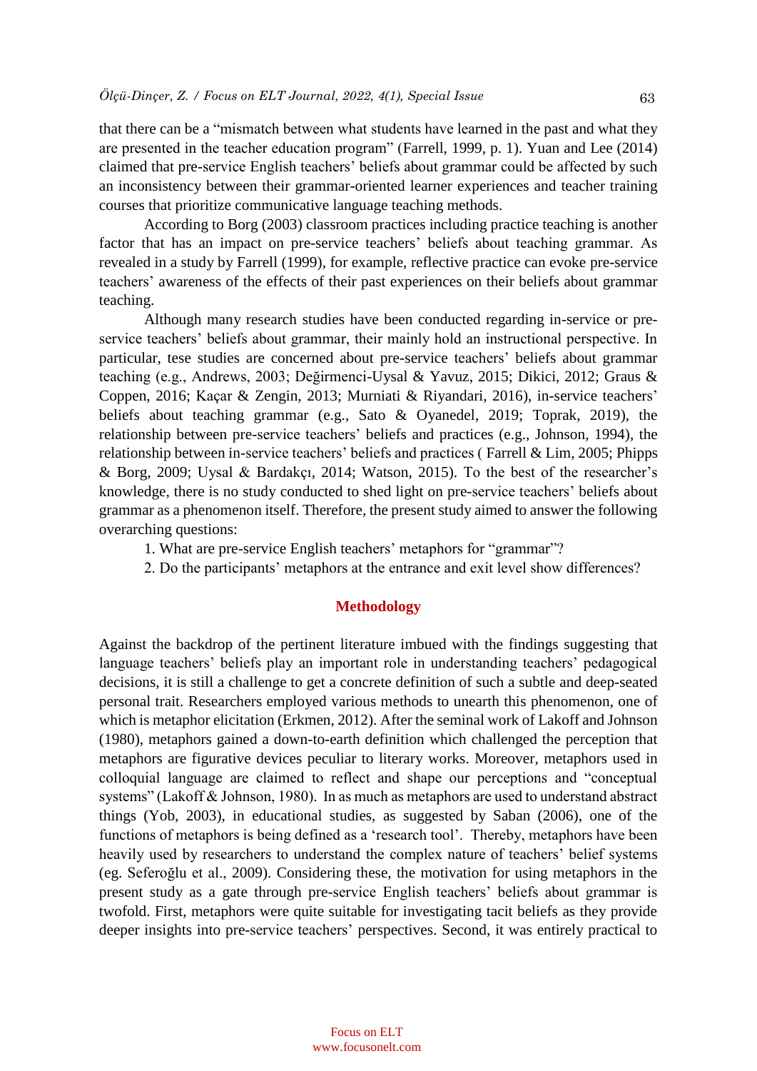that there can be a "mismatch between what students have learned in the past and what they are presented in the teacher education program" (Farrell, 1999, p. 1). Yuan and Lee (2014) claimed that pre-service English teachers' beliefs about grammar could be affected by such an inconsistency between their grammar-oriented learner experiences and teacher training courses that prioritize communicative language teaching methods.

According to Borg (2003) classroom practices including practice teaching is another factor that has an impact on pre-service teachers' beliefs about teaching grammar. As revealed in a study by Farrell (1999), for example, reflective practice can evoke pre-service teachers' awareness of the effects of their past experiences on their beliefs about grammar teaching.

Although many research studies have been conducted regarding in-service or pre-service teachers' beliefs about grammar, their mainly hold an instructional perspective. In particular, tese studies are concerned about pre-service teachers' beliefs about grammar teaching (e.g., Andrews, 2003; Değirmenci-Uysal & Yavuz, 2015; Dikici, 2012; Graus & Coppen, 2016; Kaçar & Zengin, 2013; Murniati & Riyandari, 2016), in-service teachers' beliefs about teaching grammar (e.g., Sato & Oyanedel, 2019; Toprak, 2019), the relationship between pre-service teachers' beliefs and practices (e.g., Johnson, 1994), the relationship between in-service teachers' beliefs and practices ( Farrell & Lim, 2005; Phipps & Borg, 2009; Uysal & Bardakçı, 2014; Watson, 2015). To the best of the researcher's knowledge, there is no study conducted to shed light on pre-service teachers' beliefs about grammar as a phenomenon itself. Therefore, the present study aimed to answer the following overarching questions:

1. What are pre-service English teachers' metaphors for "grammar"?
2. Do the participants' metaphors at the entrance and exit level show differences?

## Methodology

Against the backdrop of the pertinent literature imbued with the findings suggesting that language teachers' beliefs play an important role in understanding teachers' pedagogical decisions, it is still a challenge to get a concrete definition of such a subtle and deep-seated personal trait. Researchers employed various methods to unearth this phenomenon, one of which is metaphor elicitation (Erkmen, 2012). After the seminal work of Lakoff and Johnson (1980), metaphors gained a down-to-earth definition which challenged the perception that metaphors are figurative devices peculiar to literary works. Moreover, metaphors used in colloquial language are claimed to reflect and shape our perceptions and "conceptual systems" (Lakoff & Johnson, 1980). In as much as metaphors are used to understand abstract things (Yob, 2003), in educational studies, as suggested by Saban (2006), one of the functions of metaphors is being defined as a 'research tool'. Thereby, metaphors have been heavily used by researchers to understand the complex nature of teachers' belief systems (eg. Seferoğlu et al., 2009). Considering these, the motivation for using metaphors in the present study as a gate through pre-service English teachers' beliefs about grammar is twofold. First, metaphors were quite suitable for investigating tacit beliefs as they provide deeper insights into pre-service teachers' perspectives. Second, it was entirely practical to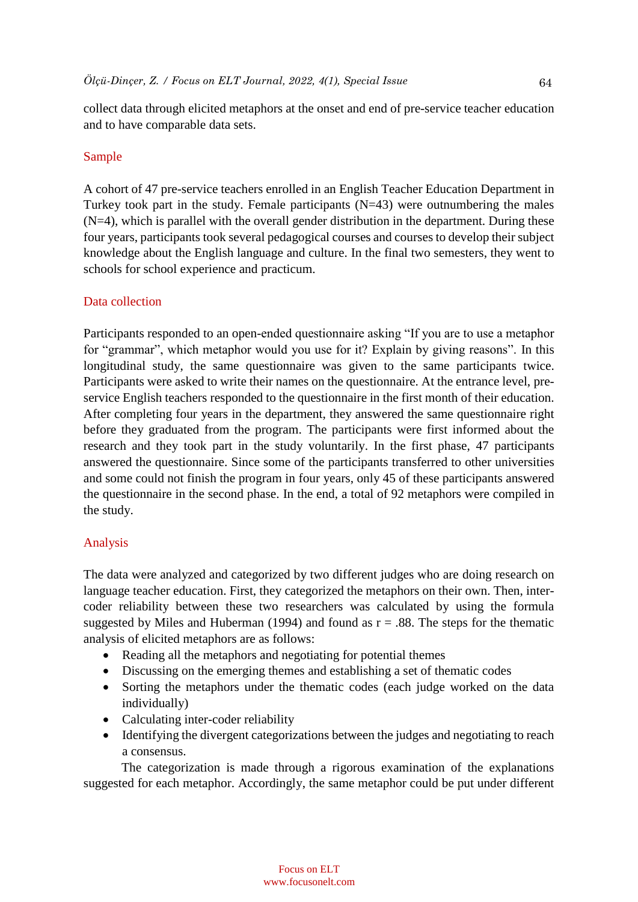collect data through elicited metaphors at the onset and end of pre-service teacher education and to have comparable data sets.

## Sample

A cohort of 47 pre-service teachers enrolled in an English Teacher Education Department in Turkey took part in the study. Female participants (N=43) were outnumbering the males (N=4), which is parallel with the overall gender distribution in the department. During these four years, participants took several pedagogical courses and courses to develop their subject knowledge about the English language and culture. In the final two semesters, they went to schools for school experience and practicum.

## Data collection

Participants responded to an open-ended questionnaire asking "If you are to use a metaphor for "grammar", which metaphor would you use for it? Explain by giving reasons". In this longitudinal study, the same questionnaire was given to the same participants twice. Participants were asked to write their names on the questionnaire. At the entrance level, pre-service English teachers responded to the questionnaire in the first month of their education. After completing four years in the department, they answered the same questionnaire right before they graduated from the program. The participants were first informed about the research and they took part in the study voluntarily. In the first phase, 47 participants answered the questionnaire. Since some of the participants transferred to other universities and some could not finish the program in four years, only 45 of these participants answered the questionnaire in the second phase. In the end, a total of 92 metaphors were compiled in the study.

## Analysis

The data were analyzed and categorized by two different judges who are doing research on language teacher education. First, they categorized the metaphors on their own. Then, inter-coder reliability between these two researchers was calculated by using the formula suggested by Miles and Huberman (1994) and found as $r = .88$. The steps for the thematic analysis of elicited metaphors are as follows:

- Reading all the metaphors and negotiating for potential themes
- Discussing on the emerging themes and establishing a set of thematic codes
- Sorting the metaphors under the thematic codes (each judge worked on the data individually)
- Calculating inter-coder reliability
- Identifying the divergent categorizations between the judges and negotiating to reach a consensus.

The categorization is made through a rigorous examination of the explanations suggested for each metaphor. Accordingly, the same metaphor could be put under different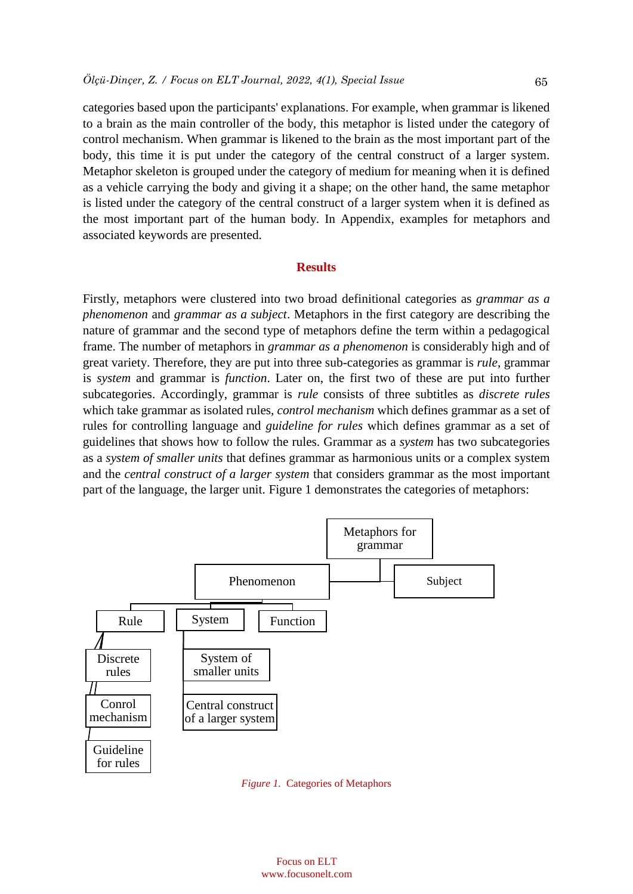categories based upon the participants' explanations. For example, when grammar is likened to a brain as the main controller of the body, this metaphor is listed under the category of control mechanism. When grammar is likened to the brain as the most important part of the body, this time it is put under the category of the central construct of a larger system. Metaphor skeleton is grouped under the category of medium for meaning when it is defined as a vehicle carrying the body and giving it a shape; on the other hand, the same metaphor is listed under the category of the central construct of a larger system when it is defined as the most important part of the human body. In Appendix, examples for metaphors and associated keywords are presented.

## Results

Firstly, metaphors were clustered into two broad definitional categories as *grammar as a phenomenon* and *grammar as a subject*. Metaphors in the first category are describing the nature of grammar and the second type of metaphors define the term within a pedagogical frame. The number of metaphors in *grammar as a phenomenon* is considerably high and of great variety. Therefore, they are put into three sub-categories as grammar is *rule*, grammar is *system* and grammar is *function*. Later on, the first two of these are put into further subcategories. Accordingly, grammar is *rule* consists of three subtitles as *discrete rules* which take grammar as isolated rules, *control mechanism* which defines grammar as a set of rules for controlling language and *guideline for rules* which defines grammar as a set of guidelines that shows how to follow the rules. Grammar as a *system* has two subcategories as a *system of smaller units* that defines grammar as harmonious units or a complex system and the *central construct of a larger system* that considers grammar as the most important part of the language, the larger unit. Figure 1 demonstrates the categories of metaphors:

- Metaphors for grammar
  - Phenomenon
    - Rule
      - Discrete rules
      - Conrol mechanism
      - Guideline for rules
    - System
      - System of smaller units
      - Central construct of a larger system
    - Function
  - Subject

*Figure 1.* Categories of Metaphors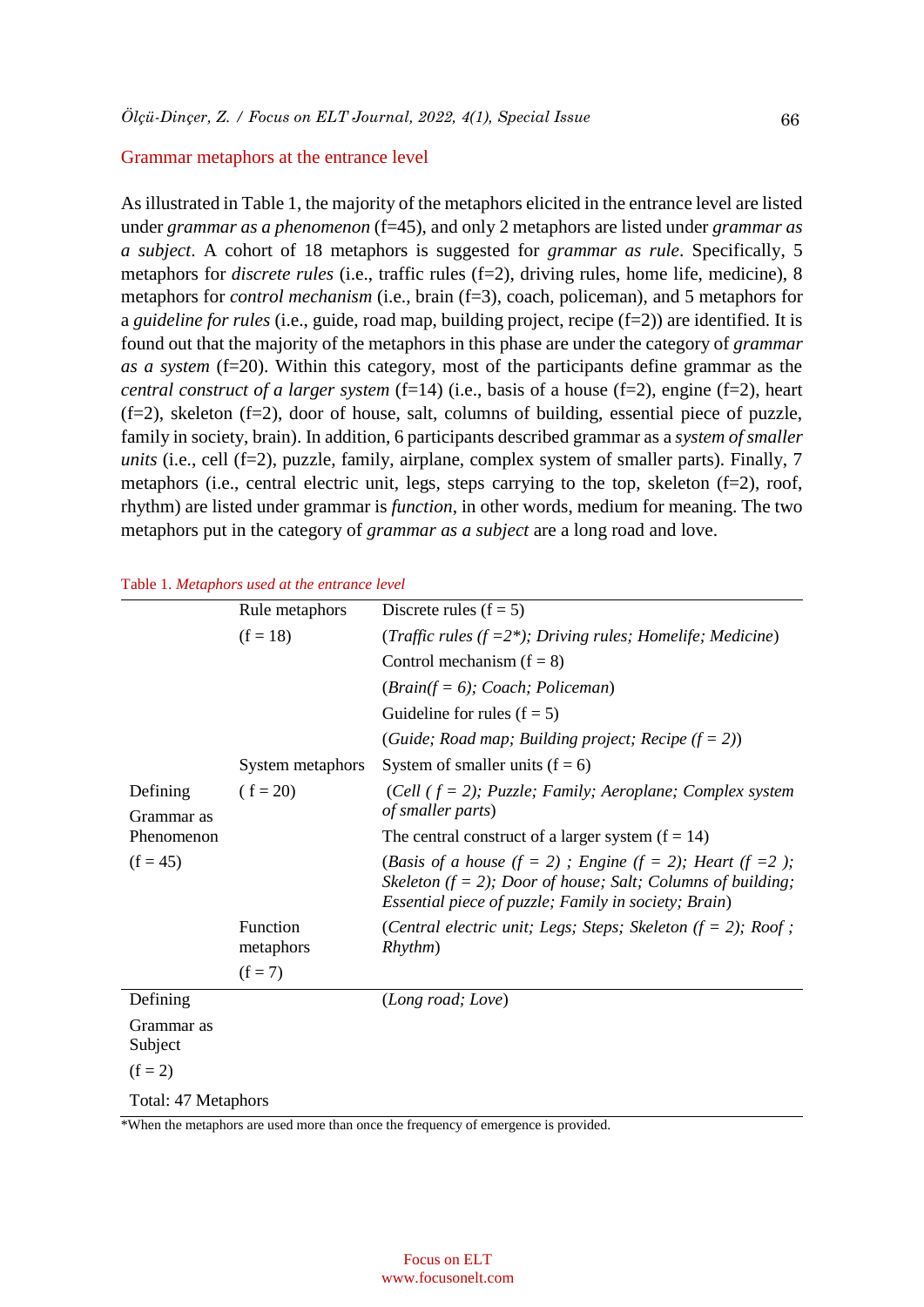## Grammar metaphors at the entrance level

As illustrated in Table 1, the majority of the metaphors elicited in the entrance level are listed under *grammar as a phenomenon* (f=45), and only 2 metaphors are listed under *grammar as a subject*. A cohort of 18 metaphors is suggested for *grammar as rule*. Specifically, 5 metaphors for *discrete rules* (i.e., traffic rules (f=2), driving rules, home life, medicine), 8 metaphors for *control mechanism* (i.e., brain (f=3), coach, policeman), and 5 metaphors for a *guideline for rules* (i.e., guide, road map, building project, recipe (f=2)) are identified. It is found out that the majority of the metaphors in this phase are under the category of *grammar as a system* (f=20). Within this category, most of the participants define grammar as the *central construct of a larger system* (f=14) (i.e., basis of a house (f=2), engine (f=2), heart (f=2), skeleton (f=2), door of house, salt, columns of building, essential piece of puzzle, family in society, brain). In addition, 6 participants described grammar as a *system of smaller units* (i.e., cell (f=2), puzzle, family, airplane, complex system of smaller parts). Finally, 7 metaphors (i.e., central electric unit, legs, steps carrying to the top, skeleton (f=2), roof, rhythm) are listed under grammar is *function*, in other words, medium for meaning. The two metaphors put in the category of *grammar as a subject* are a long road and love.

Table 1. *Metaphors used at the entrance level*

| | | |
|---|---|---|
| Defining Grammar as Phenomenon (f = 45) | Rule metaphors (f = 18) | Discrete rules (f = 5) |
| | | (*Traffic rules (f =2\*); Driving rules; Homelife; Medicine*) |
| | | Control mechanism (f = 8) |
| | | (*Brain(f = 6); Coach; Policeman*) |
| | | Guideline for rules (f = 5) |
| | | (*Guide; Road map; Building project; Recipe (f = 2)*) |
| | System metaphors (f = 20) | System of smaller units (f = 6) |
| | | (*Cell ( f = 2); Puzzle; Family; Aeroplane; Complex system of smaller parts*) |
| | | The central construct of a larger system (f = 14) |
| | | (*Basis of a house (f = 2) ; Engine (f = 2); Heart (f =2 ); Skeleton (f = 2); Door of house; Salt; Columns of building; Essential piece of puzzle; Family in society; Brain*) |
| | Function metaphors (f = 7) | (*Central electric unit; Legs; Steps; Skeleton (f = 2); Roof ; Rhythm*) |
| Defining Grammar as Subject (f = 2) | | (*Long road; Love*) |
| Total: 47 Metaphors | | |

*When the metaphors are used more than once the frequency of emergence is provided.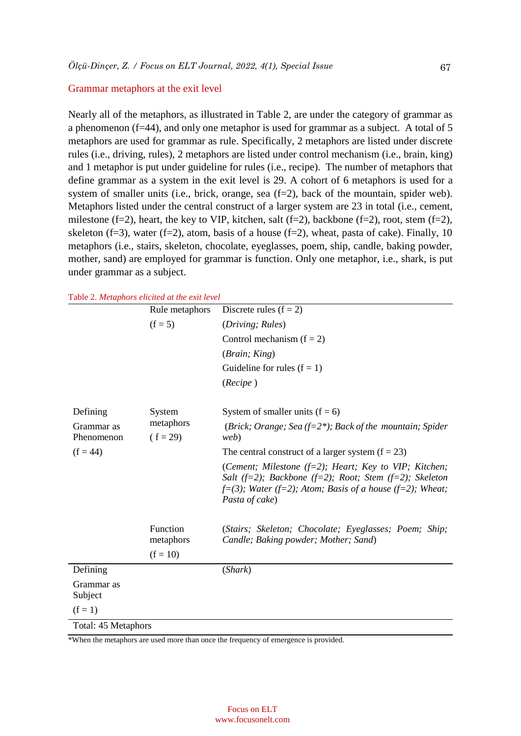## Grammar metaphors at the exit level

Nearly all of the metaphors, as illustrated in Table 2, are under the category of grammar as a phenomenon (f=44), and only one metaphor is used for grammar as a subject. A total of 5 metaphors are used for grammar as rule. Specifically, 2 metaphors are listed under discrete rules (i.e., driving, rules), 2 metaphors are listed under control mechanism (i.e., brain, king) and 1 metaphor is put under guideline for rules (i.e., recipe). The number of metaphors that define grammar as a system in the exit level is 29. A cohort of 6 metaphors is used for a system of smaller units (i.e., brick, orange, sea (f=2), back of the mountain, spider web). Metaphors listed under the central construct of a larger system are 23 in total (i.e., cement, milestone (f=2), heart, the key to VIP, kitchen, salt (f=2), backbone (f=2), root, stem (f=2), skeleton (f=3), water (f=2), atom, basis of a house (f=2), wheat, pasta of cake). Finally, 10 metaphors (i.e., stairs, skeleton, chocolate, eyeglasses, poem, ship, candle, baking powder, mother, sand) are employed for grammar is function. Only one metaphor, i.e., shark, is put under grammar as a subject.

Table 2. *Metaphors elicited at the exit level*

| | | |
|---|---|---|
| Defining Grammar as Phenomenon (f = 44) | Rule metaphors (f = 5) | Discrete rules (f = 2) (*Driving; Rules*) |
| | | Control mechanism (f = 2) (*Brain; King*) |
| | | Guideline for rules (f = 1) (*Recipe* ) |
| | System metaphors ( f = 29) | System of smaller units (f = 6) (*Brick; Orange; Sea (f=2\*); Back of the mountain; Spider web*) |
| | | The central construct of a larger system (f = 23) (*Cement; Milestone (f=2); Heart; Key to VIP; Kitchen; Salt (f=2); Backbone (f=2); Root; Stem (f=2); Skeleton f=(3); Water (f=2); Atom; Basis of a house (f=2); Wheat; Pasta of cake*) |
| | Function metaphors (f = 10) | (*Stairs; Skeleton; Chocolate; Eyeglasses; Poem; Ship; Candle; Baking powder; Mother; Sand*) |
| Defining Grammar as Subject (f = 1) | | (*Shark*) |
| Total: 45 Metaphors | | |

*When the metaphors are used more than once the frequency of emergence is provided.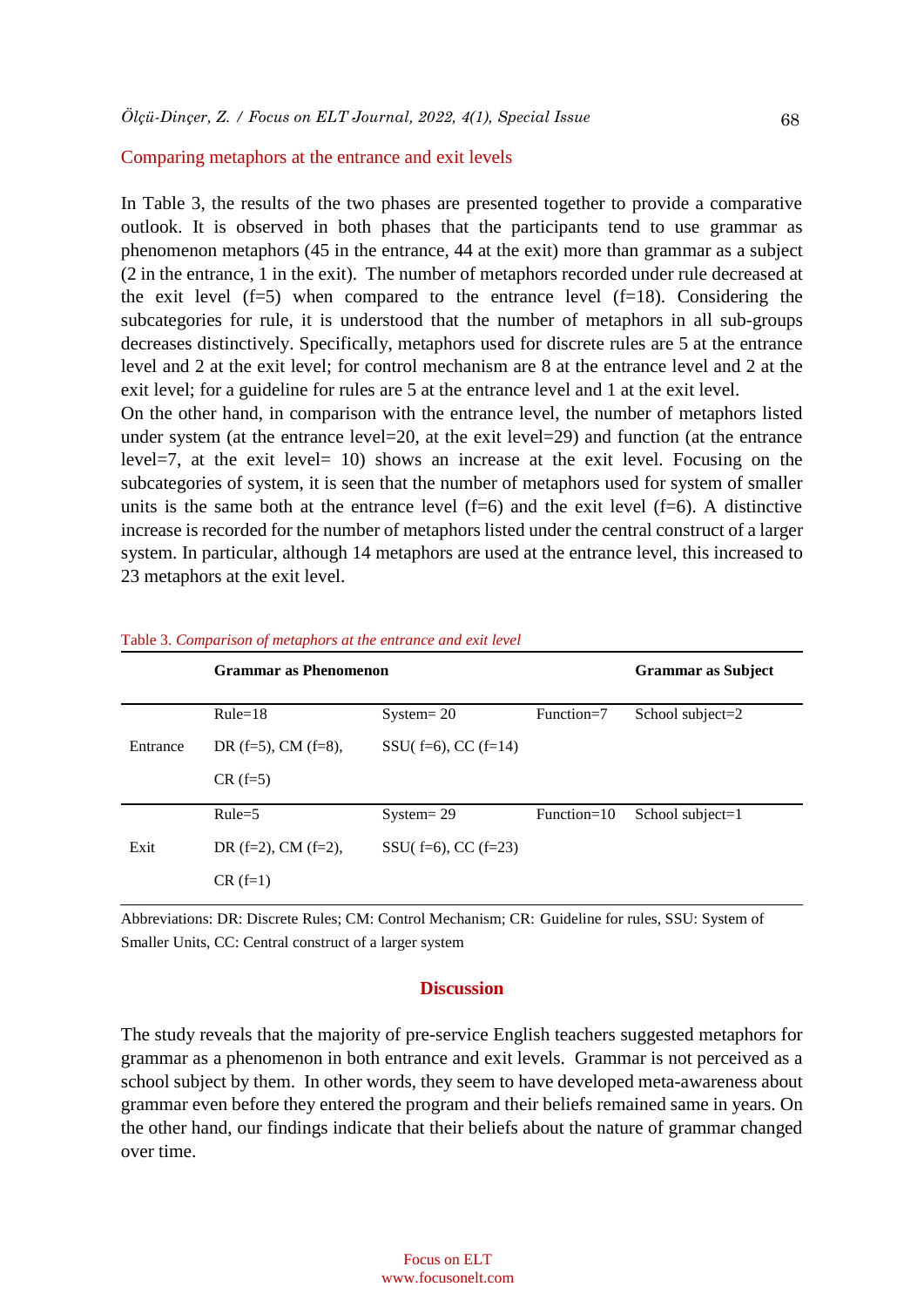### Comparing metaphors at the entrance and exit levels

In Table 3, the results of the two phases are presented together to provide a comparative outlook. It is observed in both phases that the participants tend to use grammar as phenomenon metaphors (45 in the entrance, 44 at the exit) more than grammar as a subject (2 in the entrance, 1 in the exit). The number of metaphors recorded under rule decreased at the exit level (f=5) when compared to the entrance level (f=18). Considering the subcategories for rule, it is understood that the number of metaphors in all sub-groups decreases distinctively. Specifically, metaphors used for discrete rules are 5 at the entrance level and 2 at the exit level; for control mechanism are 8 at the entrance level and 2 at the exit level; for a guideline for rules are 5 at the entrance level and 1 at the exit level.

On the other hand, in comparison with the entrance level, the number of metaphors listed under system (at the entrance level=20, at the exit level=29) and function (at the entrance level=7, at the exit level= 10) shows an increase at the exit level. Focusing on the subcategories of system, it is seen that the number of metaphors used for system of smaller units is the same both at the entrance level (f=6) and the exit level (f=6). A distinctive increase is recorded for the number of metaphors listed under the central construct of a larger system. In particular, although 14 metaphors are used at the entrance level, this increased to 23 metaphors at the exit level.

Table 3. *Comparison of metaphors at the entrance and exit level*

| | **Grammar as Phenomenon** | | | **Grammar as Subject** |
|---|---|---|---|---|
| Entrance | Rule=18<br>DR (f=5), CM (f=8), CR (f=5) | System= 20<br>SSU( f=6), CC (f=14) | Function=7 | School subject=2 |
| Exit | Rule=5<br>DR (f=2), CM (f=2), CR (f=1) | System= 29<br>SSU( f=6), CC (f=23) | Function=10 | School subject=1 |

Abbreviations: DR: Discrete Rules; CM: Control Mechanism; CR: Guideline for rules, SSU: System of Smaller Units, CC: Central construct of a larger system

## Discussion

The study reveals that the majority of pre-service English teachers suggested metaphors for grammar as a phenomenon in both entrance and exit levels. Grammar is not perceived as a school subject by them. In other words, they seem to have developed meta-awareness about grammar even before they entered the program and their beliefs remained same in years. On the other hand, our findings indicate that their beliefs about the nature of grammar changed over time.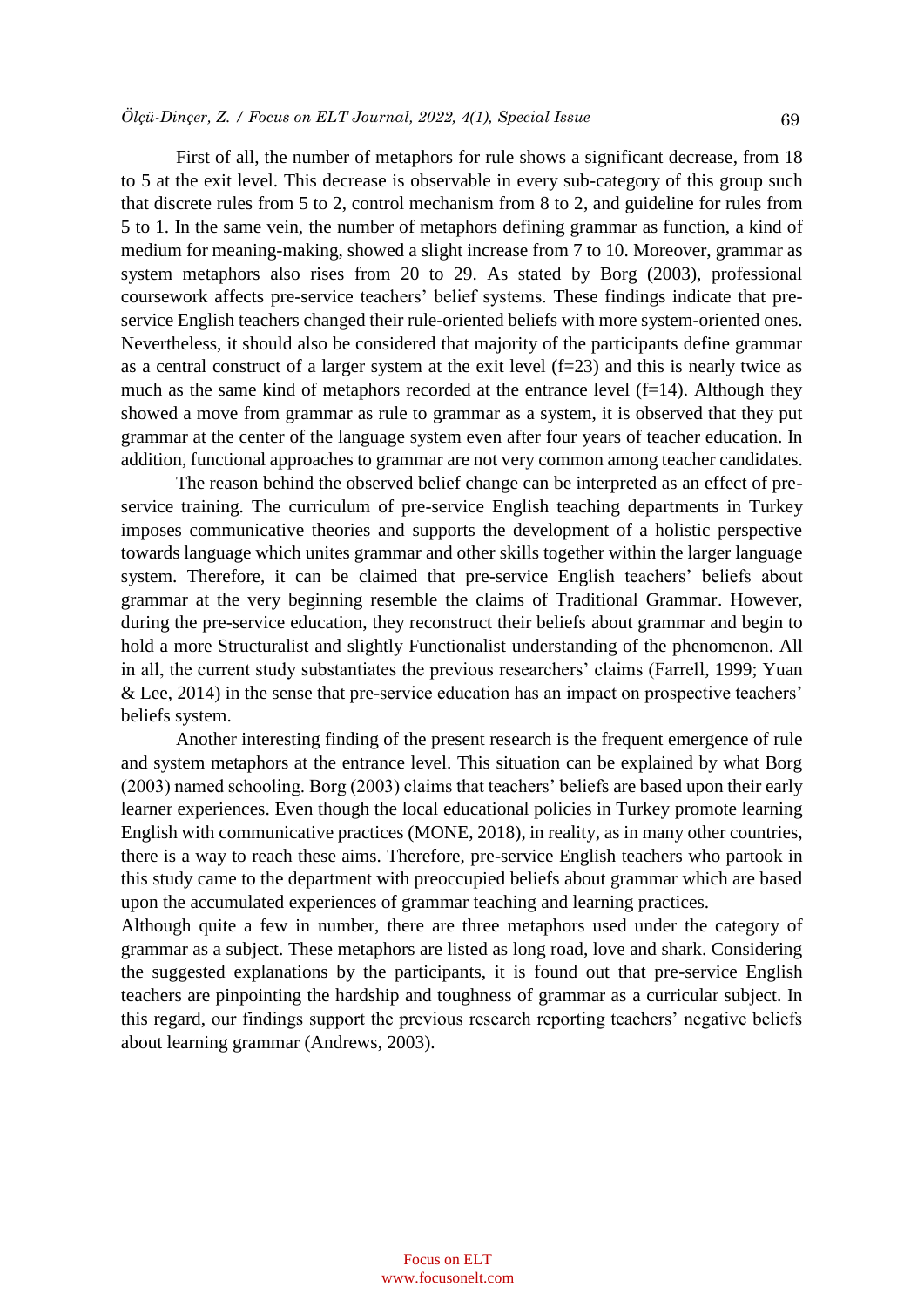First of all, the number of metaphors for rule shows a significant decrease, from 18 to 5 at the exit level. This decrease is observable in every sub-category of this group such that discrete rules from 5 to 2, control mechanism from 8 to 2, and guideline for rules from 5 to 1. In the same vein, the number of metaphors defining grammar as function, a kind of medium for meaning-making, showed a slight increase from 7 to 10. Moreover, grammar as system metaphors also rises from 20 to 29. As stated by Borg (2003), professional coursework affects pre-service teachers' belief systems. These findings indicate that pre-service English teachers changed their rule-oriented beliefs with more system-oriented ones. Nevertheless, it should also be considered that majority of the participants define grammar as a central construct of a larger system at the exit level (f=23) and this is nearly twice as much as the same kind of metaphors recorded at the entrance level (f=14). Although they showed a move from grammar as rule to grammar as a system, it is observed that they put grammar at the center of the language system even after four years of teacher education. In addition, functional approaches to grammar are not very common among teacher candidates.

The reason behind the observed belief change can be interpreted as an effect of pre-service training. The curriculum of pre-service English teaching departments in Turkey imposes communicative theories and supports the development of a holistic perspective towards language which unites grammar and other skills together within the larger language system. Therefore, it can be claimed that pre-service English teachers' beliefs about grammar at the very beginning resemble the claims of Traditional Grammar. However, during the pre-service education, they reconstruct their beliefs about grammar and begin to hold a more Structuralist and slightly Functionalist understanding of the phenomenon. All in all, the current study substantiates the previous researchers' claims (Farrell, 1999; Yuan & Lee, 2014) in the sense that pre-service education has an impact on prospective teachers' beliefs system.

Another interesting finding of the present research is the frequent emergence of rule and system metaphors at the entrance level. This situation can be explained by what Borg (2003) named schooling. Borg (2003) claims that teachers' beliefs are based upon their early learner experiences. Even though the local educational policies in Turkey promote learning English with communicative practices (MONE, 2018), in reality, as in many other countries, there is a way to reach these aims. Therefore, pre-service English teachers who partook in this study came to the department with preoccupied beliefs about grammar which are based upon the accumulated experiences of grammar teaching and learning practices.

Although quite a few in number, there are three metaphors used under the category of grammar as a subject. These metaphors are listed as long road, love and shark. Considering the suggested explanations by the participants, it is found out that pre-service English teachers are pinpointing the hardship and toughness of grammar as a curricular subject. In this regard, our findings support the previous research reporting teachers' negative beliefs about learning grammar (Andrews, 2003).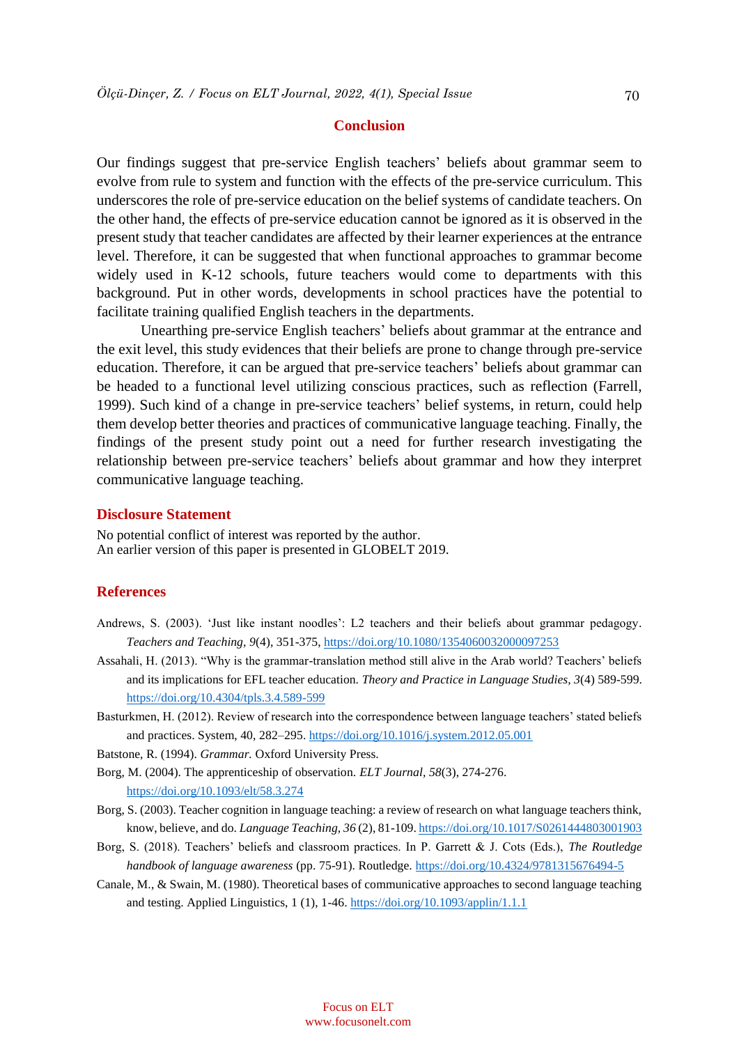## Conclusion

Our findings suggest that pre-service English teachers' beliefs about grammar seem to evolve from rule to system and function with the effects of the pre-service curriculum. This underscores the role of pre-service education on the belief systems of candidate teachers. On the other hand, the effects of pre-service education cannot be ignored as it is observed in the present study that teacher candidates are affected by their learner experiences at the entrance level. Therefore, it can be suggested that when functional approaches to grammar become widely used in K-12 schools, future teachers would come to departments with this background. Put in other words, developments in school practices have the potential to facilitate training qualified English teachers in the departments.

Unearthing pre-service English teachers' beliefs about grammar at the entrance and the exit level, this study evidences that their beliefs are prone to change through pre-service education. Therefore, it can be argued that pre-service teachers' beliefs about grammar can be headed to a functional level utilizing conscious practices, such as reflection (Farrell, 1999). Such kind of a change in pre-service teachers' belief systems, in return, could help them develop better theories and practices of communicative language teaching. Finally, the findings of the present study point out a need for further research investigating the relationship between pre-service teachers' beliefs about grammar and how they interpret communicative language teaching.

## Disclosure Statement

No potential conflict of interest was reported by the author.
An earlier version of this paper is presented in GLOBELT 2019.

## References

Andrews, S. (2003). 'Just like instant noodles': L2 teachers and their beliefs about grammar pedagogy. *Teachers and Teaching, 9*(4), 351-375, https://doi.org/10.1080/1354060032000097253

Assahali, H. (2013). "Why is the grammar-translation method still alive in the Arab world? Teachers' beliefs and its implications for EFL teacher education. *Theory and Practice in Language Studies, 3*(4) 589-599. https://doi.org/10.4304/tpls.3.4.589-599

Basturkmen, H. (2012). Review of research into the correspondence between language teachers' stated beliefs and practices. System, 40, 282–295. https://doi.org/10.1016/j.system.2012.05.001

Batstone, R. (1994). *Grammar.* Oxford University Press.

Borg, M. (2004). The apprenticeship of observation. *ELT Journal, 58*(3), 274-276. https://doi.org/10.1093/elt/58.3.274

Borg, S. (2003). Teacher cognition in language teaching: a review of research on what language teachers think, know, believe, and do. *Language Teaching, 36* (2), 81-109. https://doi.org/10.1017/S0261444803001903

Borg, S. (2018). Teachers' beliefs and classroom practices. In P. Garrett & J. Cots (Eds.), *The Routledge handbook of language awareness* (pp. 75-91). Routledge. https://doi.org/10.4324/9781315676494-5

Canale, M., & Swain, M. (1980). Theoretical bases of communicative approaches to second language teaching and testing. Applied Linguistics, 1 (1), 1-46. https://doi.org/10.1093/applin/1.1.1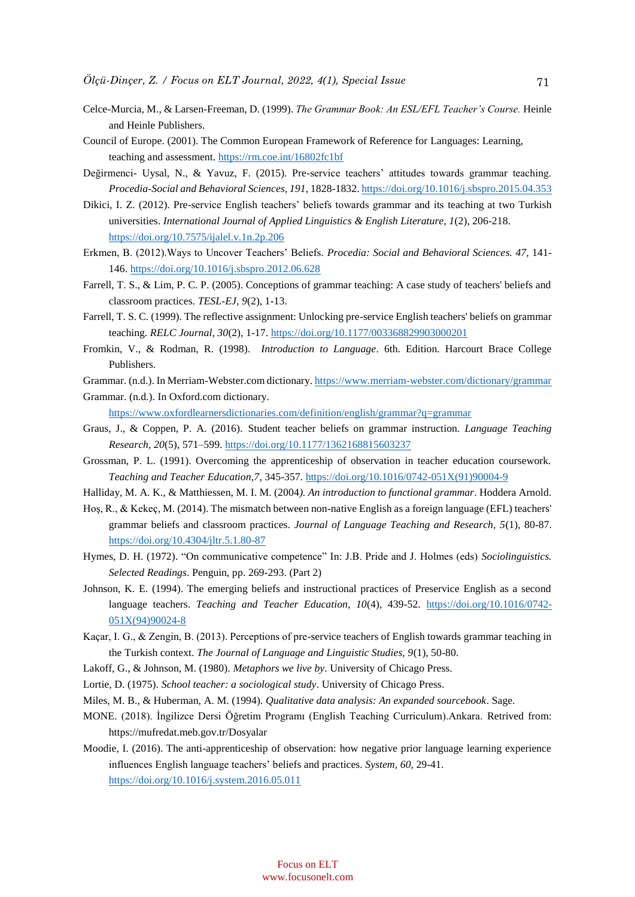Celce-Murcia, M., & Larsen-Freeman, D. (1999). *The Grammar Book: An ESL/EFL Teacher's Course.* Heinle and Heinle Publishers.

Council of Europe. (2001). The Common European Framework of Reference for Languages: Learning, teaching and assessment. https://rm.coe.int/16802fc1bf

Değirmenci- Uysal, N., & Yavuz, F. (2015). Pre-service teachers' attitudes towards grammar teaching. *Procedia-Social and Behavioral Sciences, 191*, 1828-1832. https://doi.org/10.1016/j.sbspro.2015.04.353

Dikici, I. Z. (2012). Pre-service English teachers' beliefs towards grammar and its teaching at two Turkish universities. *International Journal of Applied Linguistics & English Literature, 1*(2), 206-218. https://doi.org/10.7575/ijalel.v.1n.2p.206

Erkmen, B. (2012).Ways to Uncover Teachers' Beliefs. *Procedia: Social and Behavioral Sciences. 47*, 141-146. https://doi.org/10.1016/j.sbspro.2012.06.628

Farrell, T. S., & Lim, P. C. P. (2005). Conceptions of grammar teaching: A case study of teachers' beliefs and classroom practices. *TESL-EJ, 9*(2), 1-13.

Farrell, T. S. C. (1999). The reflective assignment: Unlocking pre-service English teachers' beliefs on grammar teaching. *RELC Journal, 30*(2), 1-17. https://doi.org/10.1177/003368829903000201

Fromkin, V., & Rodman, R. (1998). *Introduction to Language*. 6th. Edition. Harcourt Brace College Publishers.

Grammar. (n.d.). In Merriam-Webster.com dictionary. https://www.merriam-webster.com/dictionary/grammar

Grammar. (n.d.). In Oxford.com dictionary. https://www.oxfordlearnersdictionaries.com/definition/english/grammar?q=grammar

Graus, J., & Coppen, P. A. (2016). Student teacher beliefs on grammar instruction. *Language Teaching Research, 20*(5), 571–599. https://doi.org/10.1177/1362168815603237

Grossman, P. L. (1991). Overcoming the apprenticeship of observation in teacher education coursework. *Teaching and Teacher Education,7*, 345-357. https://doi.org/10.1016/0742-051X(91)90004-9

Halliday, M. A. K., & Matthiessen, M. I. M. (2004*). An introduction to functional grammar*. Hoddera Arnold.

Hoş, R., & Kekeç, M. (2014). The mismatch between non-native English as a foreign language (EFL) teachers' grammar beliefs and classroom practices. *Journal of Language Teaching and Research, 5*(1), 80-87. https://doi.org/10.4304/jltr.5.1.80-87

Hymes, D. H. (1972). "On communicative competence" In: J.B. Pride and J. Holmes (eds) *Sociolinguistics. Selected Readings*. Penguin, pp. 269-293. (Part 2)

Johnson, K. E. (1994). The emerging beliefs and instructional practices of Preservice English as a second language teachers. *Teaching and Teacher Education*, *10*(4), 439-52. https://doi.org/10.1016/0742-051X(94)90024-8

Kaçar, I. G., & Zengin, B. (2013). Perceptions of pre-service teachers of English towards grammar teaching in the Turkish context. *The Journal of Language and Linguistic Studies, 9*(1), 50-80.

Lakoff, G., & Johnson, M. (1980). *Metaphors we live by*. University of Chicago Press.

Lortie, D. (1975). *School teacher: a sociological study*. University of Chicago Press.

Miles, M. B., & Huberman, A. M. (1994). *Qualitative data analysis: An expanded sourcebook*. Sage.

MONE. (2018). İngilizce Dersi Öğretim Programı (English Teaching Curriculum).Ankara. Retrived from: https://mufredat.meb.gov.tr/Dosyalar

Moodie, I. (2016). The anti-apprenticeship of observation: how negative prior language learning experience influences English language teachers' beliefs and practices. *System, 60*, 29-41. https://doi.org/10.1016/j.system.2016.05.011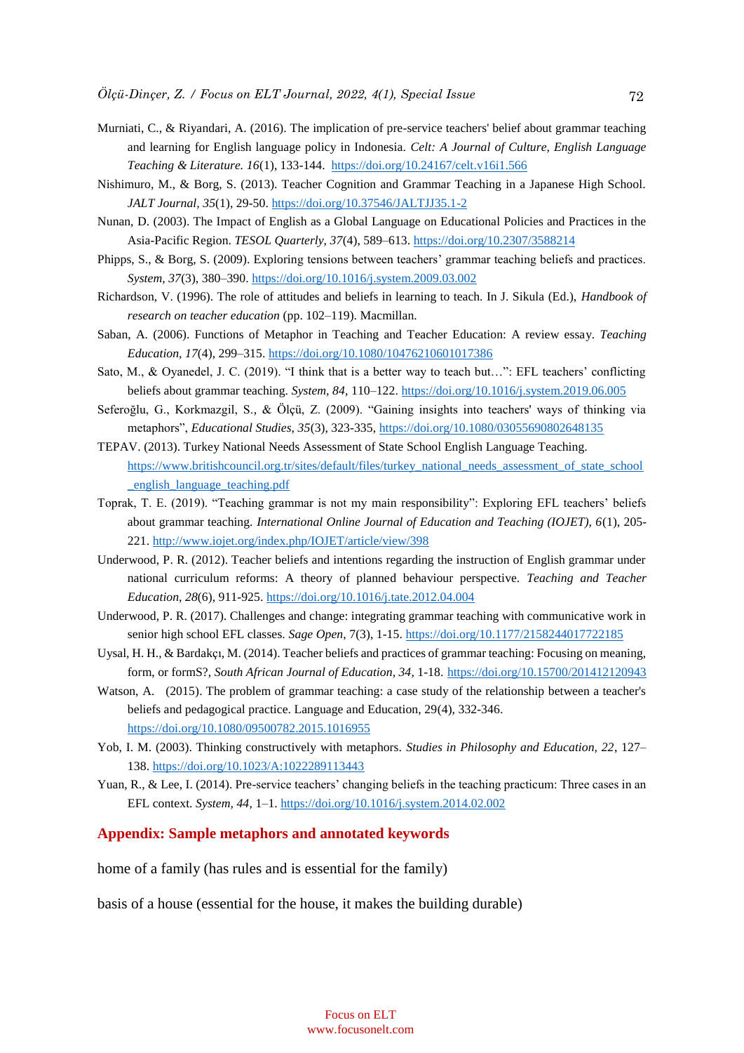Murniati, C., & Riyandari, A. (2016). The implication of pre-service teachers' belief about grammar teaching and learning for English language policy in Indonesia. *Celt: A Journal of Culture, English Language Teaching & Literature. 16*(1), 133-144. https://doi.org/10.24167/celt.v16i1.566

Nishimuro, M., & Borg, S. (2013). Teacher Cognition and Grammar Teaching in a Japanese High School. *JALT Journal, 35*(1), 29-50. https://doi.org/10.37546/JALTJJ35.1-2

Nunan, D. (2003). The Impact of English as a Global Language on Educational Policies and Practices in the Asia-Pacific Region. *TESOL Quarterly, 37*(4), 589–613. https://doi.org/10.2307/3588214

Phipps, S., & Borg, S. (2009). Exploring tensions between teachers' grammar teaching beliefs and practices. *System, 37*(3), 380–390. https://doi.org/10.1016/j.system.2009.03.002

Richardson, V. (1996). The role of attitudes and beliefs in learning to teach. In J. Sikula (Ed.), *Handbook of research on teacher education* (pp. 102–119). Macmillan.

Saban, A. (2006). Functions of Metaphor in Teaching and Teacher Education: A review essay. *Teaching Education, 17*(4), 299–315. https://doi.org/10.1080/10476210601017386

Sato, M., & Oyanedel, J. C. (2019). "I think that is a better way to teach but…": EFL teachers' conflicting beliefs about grammar teaching. *System, 84*, 110–122. https://doi.org/10.1016/j.system.2019.06.005

Seferoğlu, G., Korkmazgil, S., & Ölçü, Z. (2009). "Gaining insights into teachers' ways of thinking via metaphors", *Educational Studies, 35*(3), 323-335, https://doi.org/10.1080/03055690802648135

TEPAV. (2013). Turkey National Needs Assessment of State School English Language Teaching. https://www.britishcouncil.org.tr/sites/default/files/turkey_national_needs_assessment_of_state_school_english_language_teaching.pdf

Toprak, T. E. (2019). "Teaching grammar is not my main responsibility": Exploring EFL teachers' beliefs about grammar teaching. *International Online Journal of Education and Teaching (IOJET), 6*(1), 205-221. http://www.iojet.org/index.php/IOJET/article/view/398

Underwood, P. R. (2012). Teacher beliefs and intentions regarding the instruction of English grammar under national curriculum reforms: A theory of planned behaviour perspective. *Teaching and Teacher Education, 28*(6), 911-925. https://doi.org/10.1016/j.tate.2012.04.004

Underwood, P. R. (2017). Challenges and change: integrating grammar teaching with communicative work in senior high school EFL classes. *Sage Open*, 7(3), 1-15. https://doi.org/10.1177/2158244017722185

Uysal, H. H., & Bardakçı, M. (2014). Teacher beliefs and practices of grammar teaching: Focusing on meaning, form, or formS?, *South African Journal of Education, 34*, 1-18. https://doi.org/10.15700/201412120943

Watson, A. (2015). The problem of grammar teaching: a case study of the relationship between a teacher's beliefs and pedagogical practice. Language and Education, 29(4), 332-346. https://doi.org/10.1080/09500782.2015.1016955

Yob, I. M. (2003). Thinking constructively with metaphors. *Studies in Philosophy and Education, 22*, 127–138. https://doi.org/10.1023/A:1022289113443

Yuan, R., & Lee, I. (2014). Pre-service teachers' changing beliefs in the teaching practicum: Three cases in an EFL context. *System, 44*, 1–1. https://doi.org/10.1016/j.system.2014.02.002

## Appendix: Sample metaphors and annotated keywords

home of a family (has rules and is essential for the family)

basis of a house (essential for the house, it makes the building durable)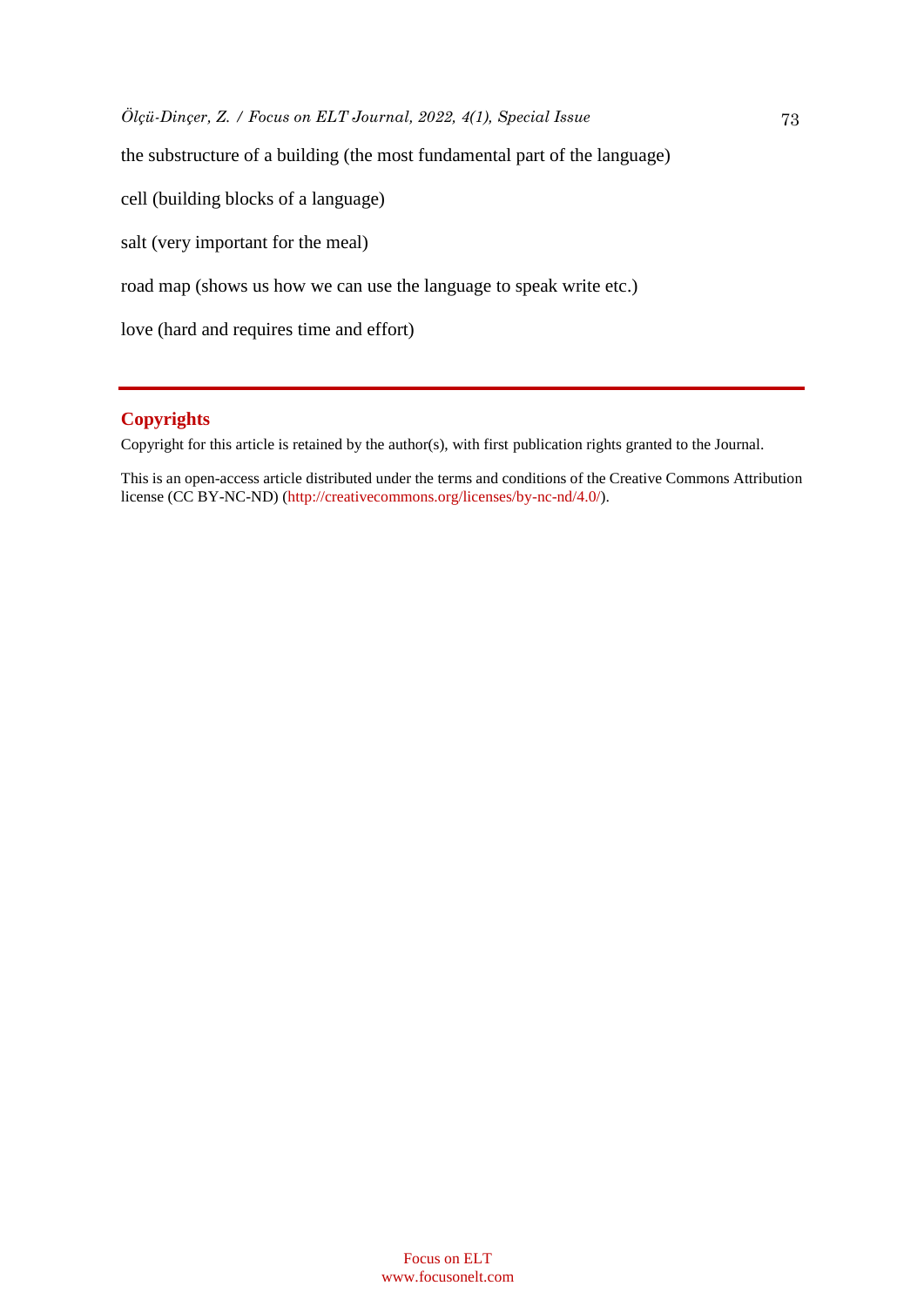the substructure of a building (the most fundamental part of the language)

cell (building blocks of a language)

salt (very important for the meal)

road map (shows us how we can use the language to speak write etc.)

love (hard and requires time and effort)

---

## Copyrights

Copyright for this article is retained by the author(s), with first publication rights granted to the Journal.

This is an open-access article distributed under the terms and conditions of the Creative Commons Attribution license (CC BY-NC-ND) (http://creativecommons.org/licenses/by-nc-nd/4.0/).